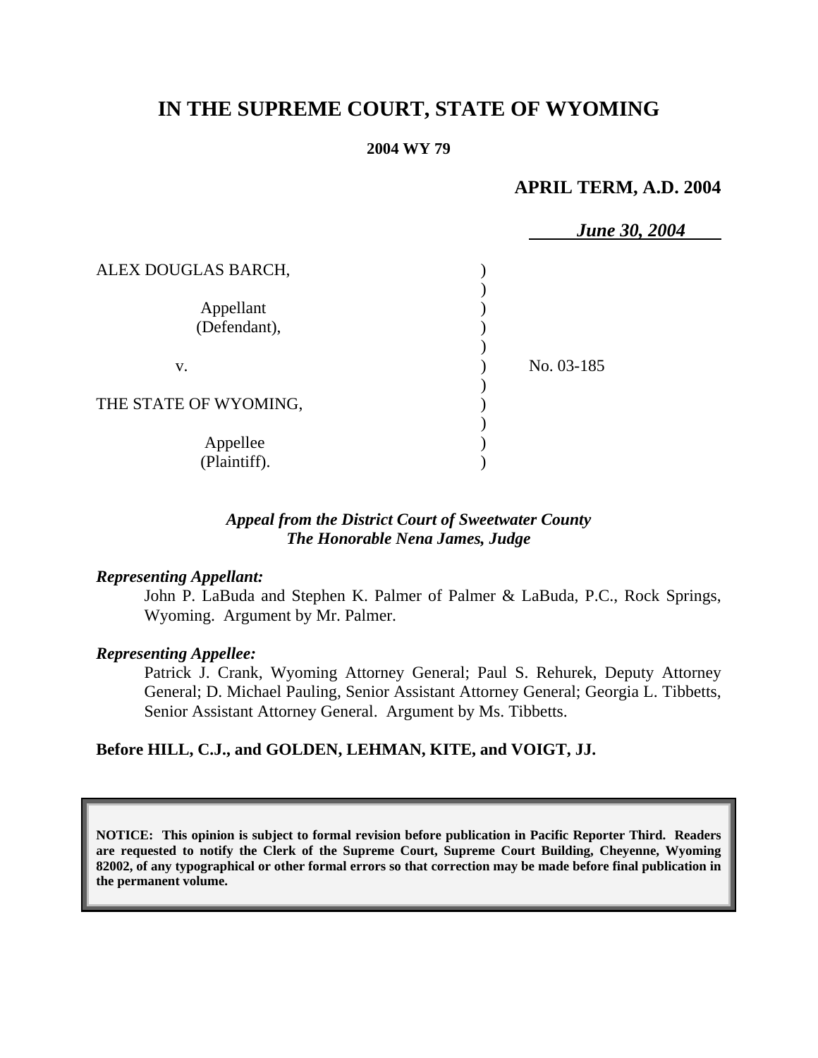# IN THE SUPREME COURT, STATE OF WYOMING

**2004 WY 79**

**APRIL TERM, A.D. 2004**

***June 30, 2004***

| | |
|---|---|
| ALEX DOUGLAS BARCH,<br><br>Appellant<br>(Defendant),<br><br>v.<br><br>THE STATE OF WYOMING,<br><br>Appellee<br>(Plaintiff). | No. 03-185 |

***Appeal from the District Court of Sweetwater County***
***The Honorable Nena James, Judge***

***Representing Appellant:***

John P. LaBuda and Stephen K. Palmer of Palmer & LaBuda, P.C., Rock Springs, Wyoming. Argument by Mr. Palmer.

***Representing Appellee:***

Patrick J. Crank, Wyoming Attorney General; Paul S. Rehurek, Deputy Attorney General; D. Michael Pauling, Senior Assistant Attorney General; Georgia L. Tibbetts, Senior Assistant Attorney General. Argument by Ms. Tibbetts.

**Before HILL, C.J., and GOLDEN, LEHMAN, KITE, and VOIGT, JJ.**

**NOTICE: This opinion is subject to formal revision before publication in Pacific Reporter Third. Readers are requested to notify the Clerk of the Supreme Court, Supreme Court Building, Cheyenne, Wyoming 82002, of any typographical or other formal errors so that correction may be made before final publication in the permanent volume.**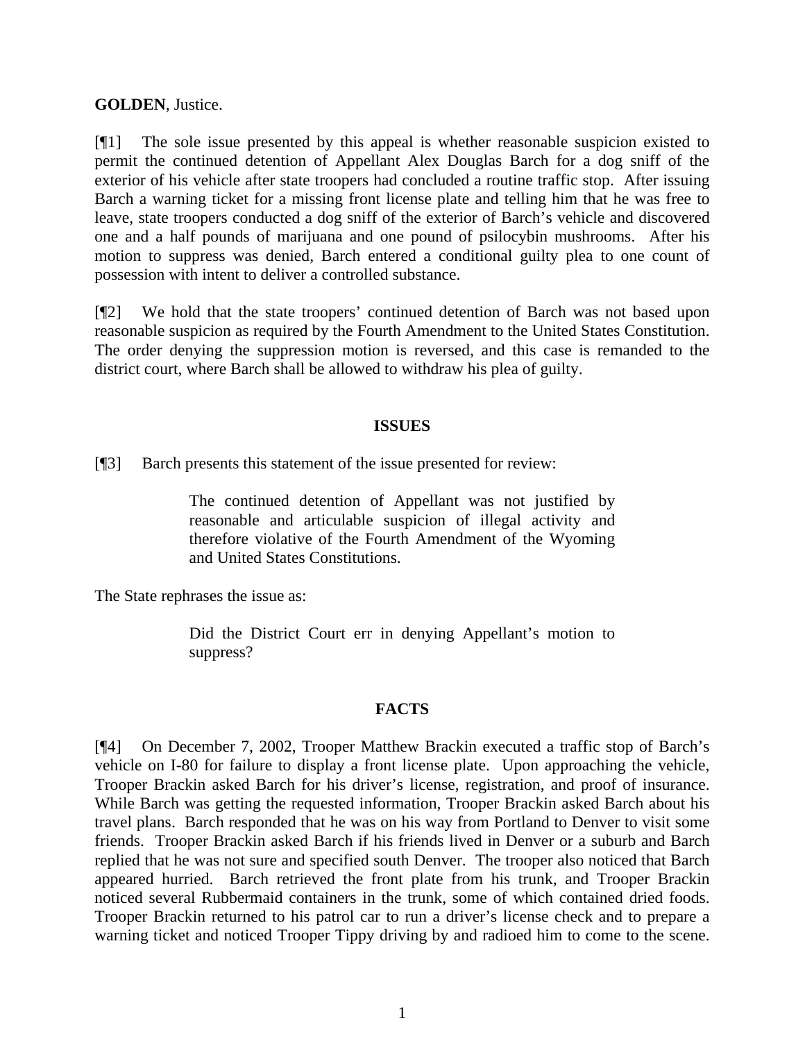**GOLDEN**, Justice.

[¶1] The sole issue presented by this appeal is whether reasonable suspicion existed to permit the continued detention of Appellant Alex Douglas Barch for a dog sniff of the exterior of his vehicle after state troopers had concluded a routine traffic stop. After issuing Barch a warning ticket for a missing front license plate and telling him that he was free to leave, state troopers conducted a dog sniff of the exterior of Barch's vehicle and discovered one and a half pounds of marijuana and one pound of psilocybin mushrooms. After his motion to suppress was denied, Barch entered a conditional guilty plea to one count of possession with intent to deliver a controlled substance.

[¶2] We hold that the state troopers' continued detention of Barch was not based upon reasonable suspicion as required by the Fourth Amendment to the United States Constitution. The order denying the suppression motion is reversed, and this case is remanded to the district court, where Barch shall be allowed to withdraw his plea of guilty.

## ISSUES

[¶3] Barch presents this statement of the issue presented for review:

> The continued detention of Appellant was not justified by reasonable and articulable suspicion of illegal activity and therefore violative of the Fourth Amendment of the Wyoming and United States Constitutions.

The State rephrases the issue as:

> Did the District Court err in denying Appellant's motion to suppress?

## FACTS

[¶4] On December 7, 2002, Trooper Matthew Brackin executed a traffic stop of Barch's vehicle on I-80 for failure to display a front license plate. Upon approaching the vehicle, Trooper Brackin asked Barch for his driver's license, registration, and proof of insurance. While Barch was getting the requested information, Trooper Brackin asked Barch about his travel plans. Barch responded that he was on his way from Portland to Denver to visit some friends. Trooper Brackin asked Barch if his friends lived in Denver or a suburb and Barch replied that he was not sure and specified south Denver. The trooper also noticed that Barch appeared hurried. Barch retrieved the front plate from his trunk, and Trooper Brackin noticed several Rubbermaid containers in the trunk, some of which contained dried foods. Trooper Brackin returned to his patrol car to run a driver's license check and to prepare a warning ticket and noticed Trooper Tippy driving by and radioed him to come to the scene.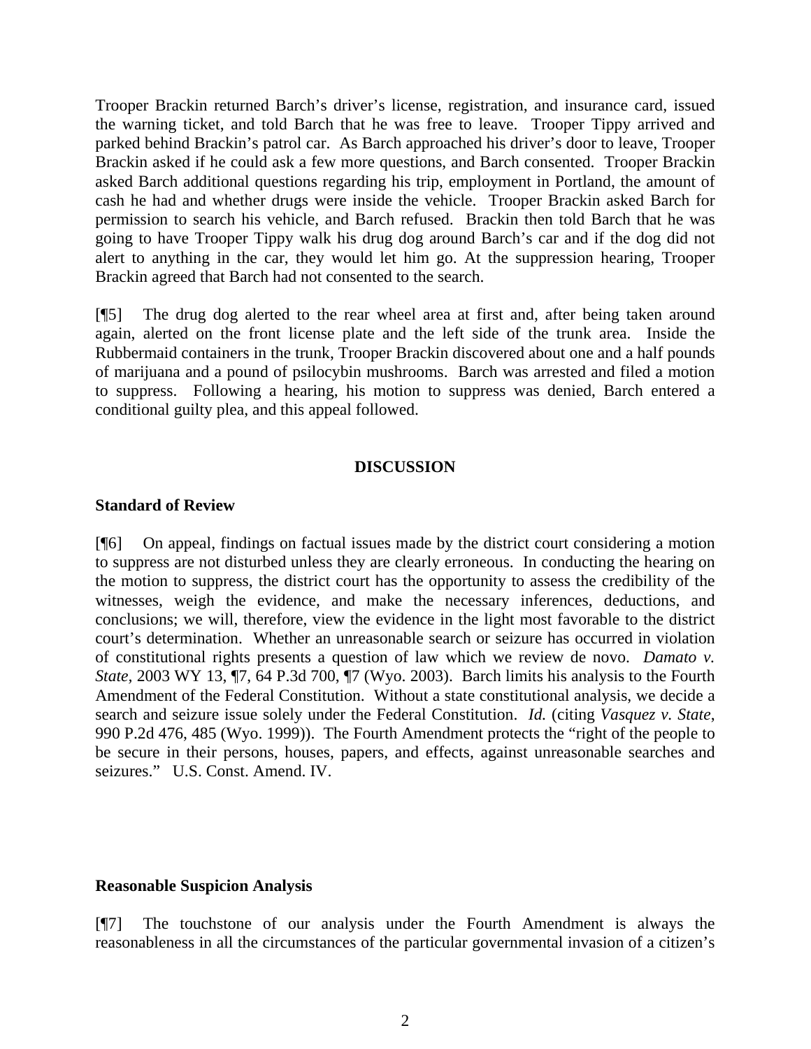Trooper Brackin returned Barch's driver's license, registration, and insurance card, issued the warning ticket, and told Barch that he was free to leave. Trooper Tippy arrived and parked behind Brackin's patrol car. As Barch approached his driver's door to leave, Trooper Brackin asked if he could ask a few more questions, and Barch consented. Trooper Brackin asked Barch additional questions regarding his trip, employment in Portland, the amount of cash he had and whether drugs were inside the vehicle. Trooper Brackin asked Barch for permission to search his vehicle, and Barch refused. Brackin then told Barch that he was going to have Trooper Tippy walk his drug dog around Barch's car and if the dog did not alert to anything in the car, they would let him go. At the suppression hearing, Trooper Brackin agreed that Barch had not consented to the search.

[¶5] The drug dog alerted to the rear wheel area at first and, after being taken around again, alerted on the front license plate and the left side of the trunk area. Inside the Rubbermaid containers in the trunk, Trooper Brackin discovered about one and a half pounds of marijuana and a pound of psilocybin mushrooms. Barch was arrested and filed a motion to suppress. Following a hearing, his motion to suppress was denied, Barch entered a conditional guilty plea, and this appeal followed.

## DISCUSSION

### Standard of Review

[¶6] On appeal, findings on factual issues made by the district court considering a motion to suppress are not disturbed unless they are clearly erroneous. In conducting the hearing on the motion to suppress, the district court has the opportunity to assess the credibility of the witnesses, weigh the evidence, and make the necessary inferences, deductions, and conclusions; we will, therefore, view the evidence in the light most favorable to the district court's determination. Whether an unreasonable search or seizure has occurred in violation of constitutional rights presents a question of law which we review de novo. *Damato v. State*, 2003 WY 13, ¶7, 64 P.3d 700, ¶7 (Wyo. 2003). Barch limits his analysis to the Fourth Amendment of the Federal Constitution. Without a state constitutional analysis, we decide a search and seizure issue solely under the Federal Constitution. *Id.* (citing *Vasquez v. State*, 990 P.2d 476, 485 (Wyo. 1999)). The Fourth Amendment protects the "right of the people to be secure in their persons, houses, papers, and effects, against unreasonable searches and seizures." U.S. Const. Amend. IV.

### Reasonable Suspicion Analysis

[¶7] The touchstone of our analysis under the Fourth Amendment is always the reasonableness in all the circumstances of the particular governmental invasion of a citizen's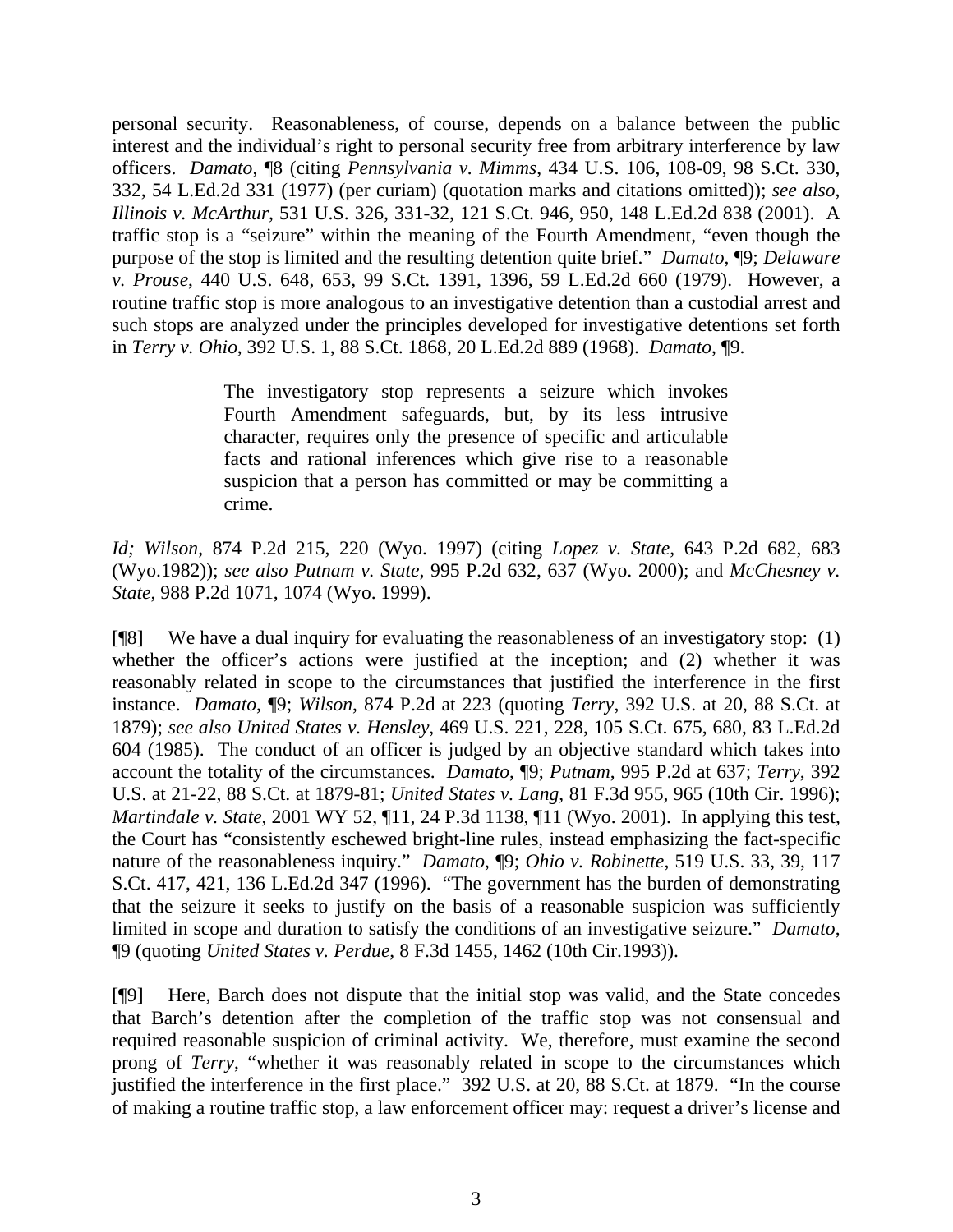personal security. Reasonableness, of course, depends on a balance between the public interest and the individual's right to personal security free from arbitrary interference by law officers. *Damato*, ¶8 (citing *Pennsylvania v. Mimms*, 434 U.S. 106, 108-09, 98 S.Ct. 330, 332, 54 L.Ed.2d 331 (1977) (per curiam) (quotation marks and citations omitted)); *see also*, *Illinois v. McArthur*, 531 U.S. 326, 331-32, 121 S.Ct. 946, 950, 148 L.Ed.2d 838 (2001). A traffic stop is a "seizure" within the meaning of the Fourth Amendment, "even though the purpose of the stop is limited and the resulting detention quite brief." *Damato*, ¶9; *Delaware v. Prouse*, 440 U.S. 648, 653, 99 S.Ct. 1391, 1396, 59 L.Ed.2d 660 (1979). However, a routine traffic stop is more analogous to an investigative detention than a custodial arrest and such stops are analyzed under the principles developed for investigative detentions set forth in *Terry v. Ohio*, 392 U.S. 1, 88 S.Ct. 1868, 20 L.Ed.2d 889 (1968). *Damato*, ¶9.

> The investigatory stop represents a seizure which invokes Fourth Amendment safeguards, but, by its less intrusive character, requires only the presence of specific and articulable facts and rational inferences which give rise to a reasonable suspicion that a person has committed or may be committing a crime.

*Id; Wilson*, 874 P.2d 215, 220 (Wyo. 1997) (citing *Lopez v. State*, 643 P.2d 682, 683 (Wyo.1982)); *see also Putnam v. State*, 995 P.2d 632, 637 (Wyo. 2000); and *McChesney v. State*, 988 P.2d 1071, 1074 (Wyo. 1999).

[¶8] We have a dual inquiry for evaluating the reasonableness of an investigatory stop: (1) whether the officer's actions were justified at the inception; and (2) whether it was reasonably related in scope to the circumstances that justified the interference in the first instance. *Damato*, ¶9; *Wilson*, 874 P.2d at 223 (quoting *Terry*, 392 U.S. at 20, 88 S.Ct. at 1879); *see also United States v. Hensley*, 469 U.S. 221, 228, 105 S.Ct. 675, 680, 83 L.Ed.2d 604 (1985). The conduct of an officer is judged by an objective standard which takes into account the totality of the circumstances. *Damato*, ¶9; *Putnam*, 995 P.2d at 637; *Terry*, 392 U.S. at 21-22, 88 S.Ct. at 1879-81; *United States v. Lang*, 81 F.3d 955, 965 (10th Cir. 1996); *Martindale v. State*, 2001 WY 52, ¶11, 24 P.3d 1138, ¶11 (Wyo. 2001). In applying this test, the Court has "consistently eschewed bright-line rules, instead emphasizing the fact-specific nature of the reasonableness inquiry." *Damato*, ¶9; *Ohio v. Robinette*, 519 U.S. 33, 39, 117 S.Ct. 417, 421, 136 L.Ed.2d 347 (1996). "The government has the burden of demonstrating that the seizure it seeks to justify on the basis of a reasonable suspicion was sufficiently limited in scope and duration to satisfy the conditions of an investigative seizure." *Damato*, ¶9 (quoting *United States v. Perdue*, 8 F.3d 1455, 1462 (10th Cir.1993)).

[¶9] Here, Barch does not dispute that the initial stop was valid, and the State concedes that Barch's detention after the completion of the traffic stop was not consensual and required reasonable suspicion of criminal activity. We, therefore, must examine the second prong of *Terry*, "whether it was reasonably related in scope to the circumstances which justified the interference in the first place." 392 U.S. at 20, 88 S.Ct. at 1879. "In the course of making a routine traffic stop, a law enforcement officer may: request a driver's license and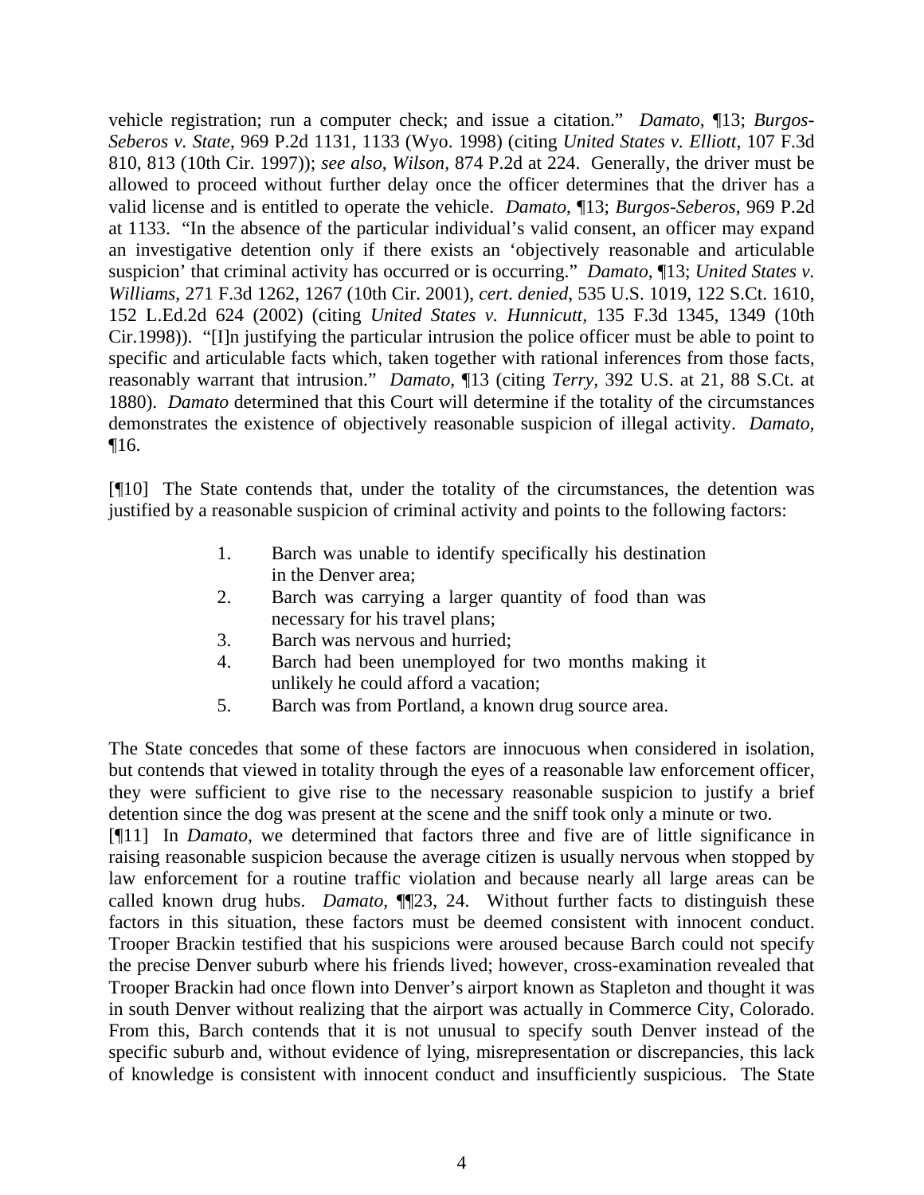vehicle registration; run a computer check; and issue a citation." *Damato*, ¶13; *Burgos-Seberos v. State*, 969 P.2d 1131, 1133 (Wyo. 1998) (citing *United States v. Elliott*, 107 F.3d 810, 813 (10th Cir. 1997)); *see also*, *Wilson*, 874 P.2d at 224. Generally, the driver must be allowed to proceed without further delay once the officer determines that the driver has a valid license and is entitled to operate the vehicle. *Damato*, ¶13; *Burgos-Seberos*, 969 P.2d at 1133. "In the absence of the particular individual's valid consent, an officer may expand an investigative detention only if there exists an 'objectively reasonable and articulable suspicion' that criminal activity has occurred or is occurring." *Damato*, ¶13; *United States v. Williams*, 271 F.3d 1262, 1267 (10th Cir. 2001), *cert. denied*, 535 U.S. 1019, 122 S.Ct. 1610, 152 L.Ed.2d 624 (2002) (citing *United States v. Hunnicutt*, 135 F.3d 1345, 1349 (10th Cir.1998)). "[I]n justifying the particular intrusion the police officer must be able to point to specific and articulable facts which, taken together with rational inferences from those facts, reasonably warrant that intrusion." *Damato*, ¶13 (citing *Terry*, 392 U.S. at 21, 88 S.Ct. at 1880). *Damato* determined that this Court will determine if the totality of the circumstances demonstrates the existence of objectively reasonable suspicion of illegal activity. *Damato,* ¶16.

[¶10] The State contends that, under the totality of the circumstances, the detention was justified by a reasonable suspicion of criminal activity and points to the following factors:

1. Barch was unable to identify specifically his destination in the Denver area;
2. Barch was carrying a larger quantity of food than was necessary for his travel plans;
3. Barch was nervous and hurried;
4. Barch had been unemployed for two months making it unlikely he could afford a vacation;
5. Barch was from Portland, a known drug source area.

The State concedes that some of these factors are innocuous when considered in isolation, but contends that viewed in totality through the eyes of a reasonable law enforcement officer, they were sufficient to give rise to the necessary reasonable suspicion to justify a brief detention since the dog was present at the scene and the sniff took only a minute or two.

[¶11] In *Damato,* we determined that factors three and five are of little significance in raising reasonable suspicion because the average citizen is usually nervous when stopped by law enforcement for a routine traffic violation and because nearly all large areas can be called known drug hubs. *Damato,* ¶¶23, 24. Without further facts to distinguish these factors in this situation, these factors must be deemed consistent with innocent conduct. Trooper Brackin testified that his suspicions were aroused because Barch could not specify the precise Denver suburb where his friends lived; however, cross-examination revealed that Trooper Brackin had once flown into Denver's airport known as Stapleton and thought it was in south Denver without realizing that the airport was actually in Commerce City, Colorado. From this, Barch contends that it is not unusual to specify south Denver instead of the specific suburb and, without evidence of lying, misrepresentation or discrepancies, this lack of knowledge is consistent with innocent conduct and insufficiently suspicious. The State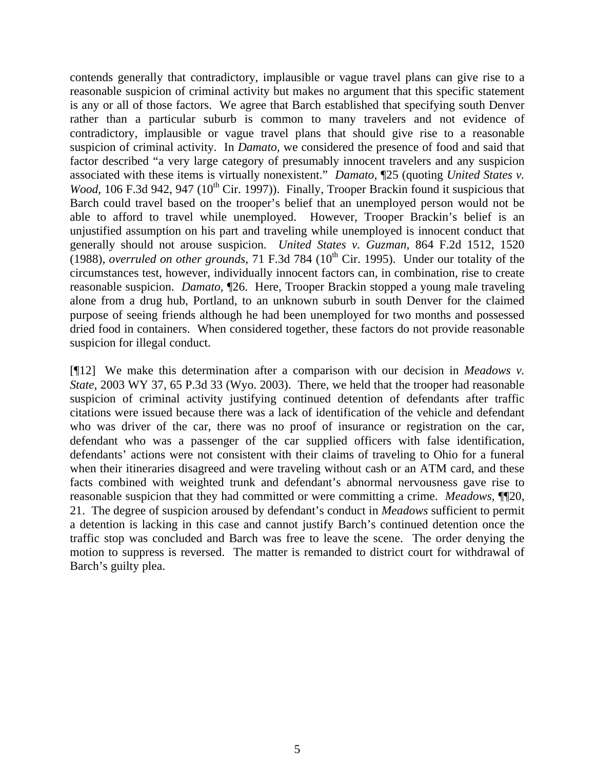contends generally that contradictory, implausible or vague travel plans can give rise to a reasonable suspicion of criminal activity but makes no argument that this specific statement is any or all of those factors. We agree that Barch established that specifying south Denver rather than a particular suburb is common to many travelers and not evidence of contradictory, implausible or vague travel plans that should give rise to a reasonable suspicion of criminal activity. In *Damato*, we considered the presence of food and said that factor described "a very large category of presumably innocent travelers and any suspicion associated with these items is virtually nonexistent." *Damato*, ¶25 (quoting *United States v. Wood*, 106 F.3d 942, 947 (10th Cir. 1997)). Finally, Trooper Brackin found it suspicious that Barch could travel based on the trooper's belief that an unemployed person would not be able to afford to travel while unemployed. However, Trooper Brackin's belief is an unjustified assumption on his part and traveling while unemployed is innocent conduct that generally should not arouse suspicion. *United States v. Guzman*, 864 F.2d 1512, 1520 (1988), *overruled on other grounds*, 71 F.3d 784 (10th Cir. 1995). Under our totality of the circumstances test, however, individually innocent factors can, in combination, rise to create reasonable suspicion. *Damato*, ¶26. Here, Trooper Brackin stopped a young male traveling alone from a drug hub, Portland, to an unknown suburb in south Denver for the claimed purpose of seeing friends although he had been unemployed for two months and possessed dried food in containers. When considered together, these factors do not provide reasonable suspicion for illegal conduct.

[¶12] We make this determination after a comparison with our decision in *Meadows v. State*, 2003 WY 37, 65 P.3d 33 (Wyo. 2003). There, we held that the trooper had reasonable suspicion of criminal activity justifying continued detention of defendants after traffic citations were issued because there was a lack of identification of the vehicle and defendant who was driver of the car, there was no proof of insurance or registration on the car, defendant who was a passenger of the car supplied officers with false identification, defendants' actions were not consistent with their claims of traveling to Ohio for a funeral when their itineraries disagreed and were traveling without cash or an ATM card, and these facts combined with weighted trunk and defendant's abnormal nervousness gave rise to reasonable suspicion that they had committed or were committing a crime. *Meadows*, ¶¶20, 21. The degree of suspicion aroused by defendant's conduct in *Meadows* sufficient to permit a detention is lacking in this case and cannot justify Barch's continued detention once the traffic stop was concluded and Barch was free to leave the scene. The order denying the motion to suppress is reversed. The matter is remanded to district court for withdrawal of Barch's guilty plea.